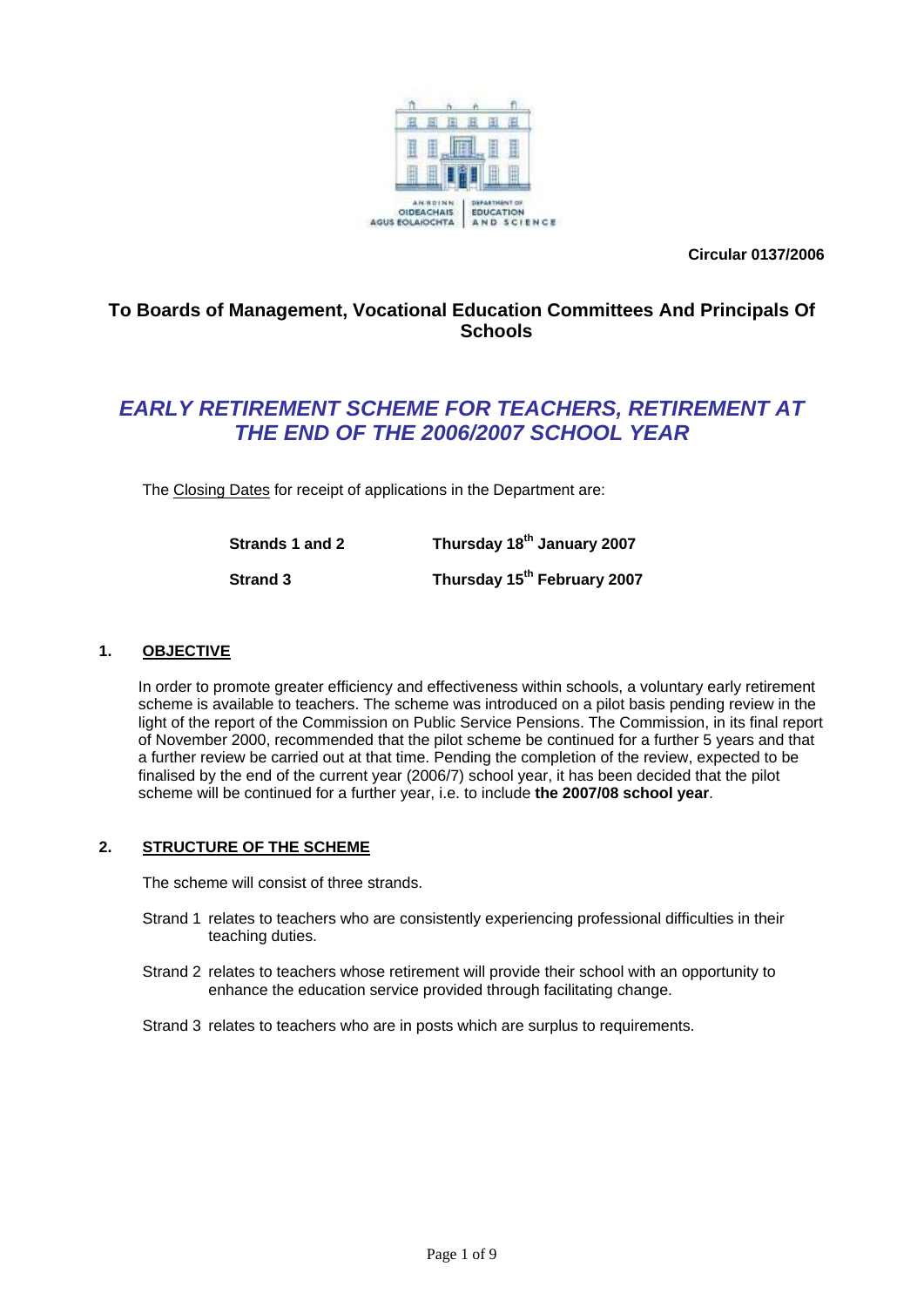AN ROINN OIDEACHAIS AGUS EOLAÍOCHTA | DEPARTMENT OF EDUCATION AND SCIENCE

**Circular 0137/2006**

**To Boards of Management, Vocational Education Committees And Principals Of Schools**

# *EARLY RETIREMENT SCHEME FOR TEACHERS, RETIREMENT AT THE END OF THE 2006/2007 SCHOOL YEAR*

The Closing Dates for receipt of applications in the Department are:

| | |
|---|---|
| **Strands 1 and 2** | **Thursday 18th January 2007** |
| **Strand 3** | **Thursday 15th February 2007** |

## 1. OBJECTIVE

In order to promote greater efficiency and effectiveness within schools, a voluntary early retirement scheme is available to teachers. The scheme was introduced on a pilot basis pending review in the light of the report of the Commission on Public Service Pensions. The Commission, in its final report of November 2000, recommended that the pilot scheme be continued for a further 5 years and that a further review be carried out at that time. Pending the completion of the review, expected to be finalised by the end of the current year (2006/7) school year, it has been decided that the pilot scheme will be continued for a further year, i.e. to include **the 2007/08 school year**.

## 2. STRUCTURE OF THE SCHEME

The scheme will consist of three strands.

Strand 1 relates to teachers who are consistently experiencing professional difficulties in their teaching duties.

Strand 2 relates to teachers whose retirement will provide their school with an opportunity to enhance the education service provided through facilitating change.

Strand 3 relates to teachers who are in posts which are surplus to requirements.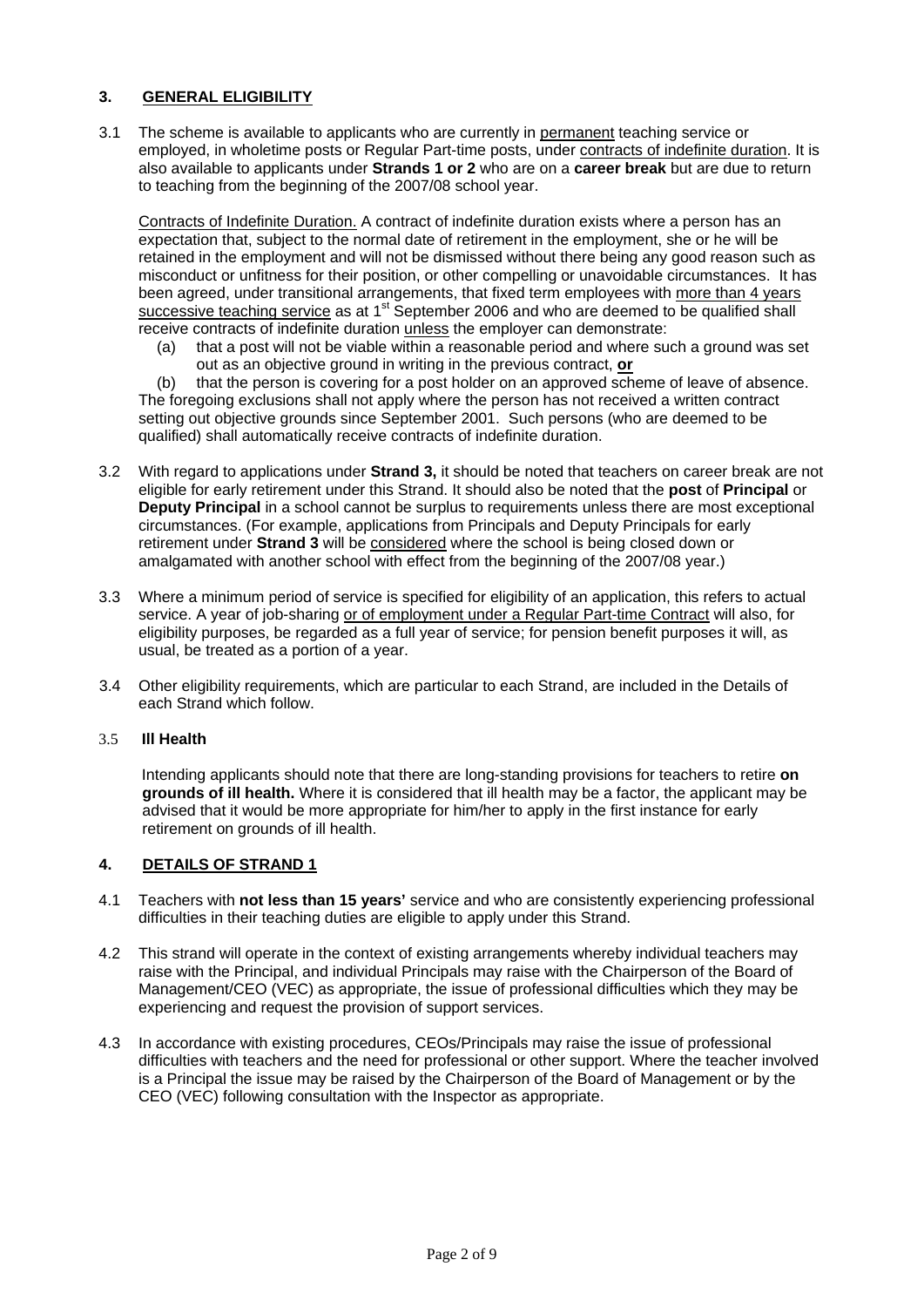## 3. GENERAL ELIGIBILITY

3.1 The scheme is available to applicants who are currently in permanent teaching service or employed, in wholetime posts or Regular Part-time posts, under contracts of indefinite duration. It is also available to applicants under **Strands 1 or 2** who are on a **career break** but are due to return to teaching from the beginning of the 2007/08 school year.

Contracts of Indefinite Duration. A contract of indefinite duration exists where a person has an expectation that, subject to the normal date of retirement in the employment, she or he will be retained in the employment and will not be dismissed without there being any good reason such as misconduct or unfitness for their position, or other compelling or unavoidable circumstances. It has been agreed, under transitional arrangements, that fixed term employees with more than 4 years successive teaching service as at 1st September 2006 and who are deemed to be qualified shall receive contracts of indefinite duration unless the employer can demonstrate:

(a) that a post will not be viable within a reasonable period and where such a ground was set out as an objective ground in writing in the previous contract, **or**

(b) that the person is covering for a post holder on an approved scheme of leave of absence.

The foregoing exclusions shall not apply where the person has not received a written contract setting out objective grounds since September 2001. Such persons (who are deemed to be qualified) shall automatically receive contracts of indefinite duration.

3.2 With regard to applications under **Strand 3,** it should be noted that teachers on career break are not eligible for early retirement under this Strand. It should also be noted that the **post** of **Principal** or **Deputy Principal** in a school cannot be surplus to requirements unless there are most exceptional circumstances. (For example, applications from Principals and Deputy Principals for early retirement under **Strand 3** will be considered where the school is being closed down or amalgamated with another school with effect from the beginning of the 2007/08 year.)

3.3 Where a minimum period of service is specified for eligibility of an application, this refers to actual service. A year of job-sharing or of employment under a Regular Part-time Contract will also, for eligibility purposes, be regarded as a full year of service; for pension benefit purposes it will, as usual, be treated as a portion of a year.

3.4 Other eligibility requirements, which are particular to each Strand, are included in the Details of each Strand which follow.

### 3.5 Ill Health

Intending applicants should note that there are long-standing provisions for teachers to retire **on grounds of ill health.** Where it is considered that ill health may be a factor, the applicant may be advised that it would be more appropriate for him/her to apply in the first instance for early retirement on grounds of ill health.

## 4. DETAILS OF STRAND 1

4.1 Teachers with **not less than 15 years'** service and who are consistently experiencing professional difficulties in their teaching duties are eligible to apply under this Strand.

4.2 This strand will operate in the context of existing arrangements whereby individual teachers may raise with the Principal, and individual Principals may raise with the Chairperson of the Board of Management/CEO (VEC) as appropriate, the issue of professional difficulties which they may be experiencing and request the provision of support services.

4.3 In accordance with existing procedures, CEOs/Principals may raise the issue of professional difficulties with teachers and the need for professional or other support. Where the teacher involved is a Principal the issue may be raised by the Chairperson of the Board of Management or by the CEO (VEC) following consultation with the Inspector as appropriate.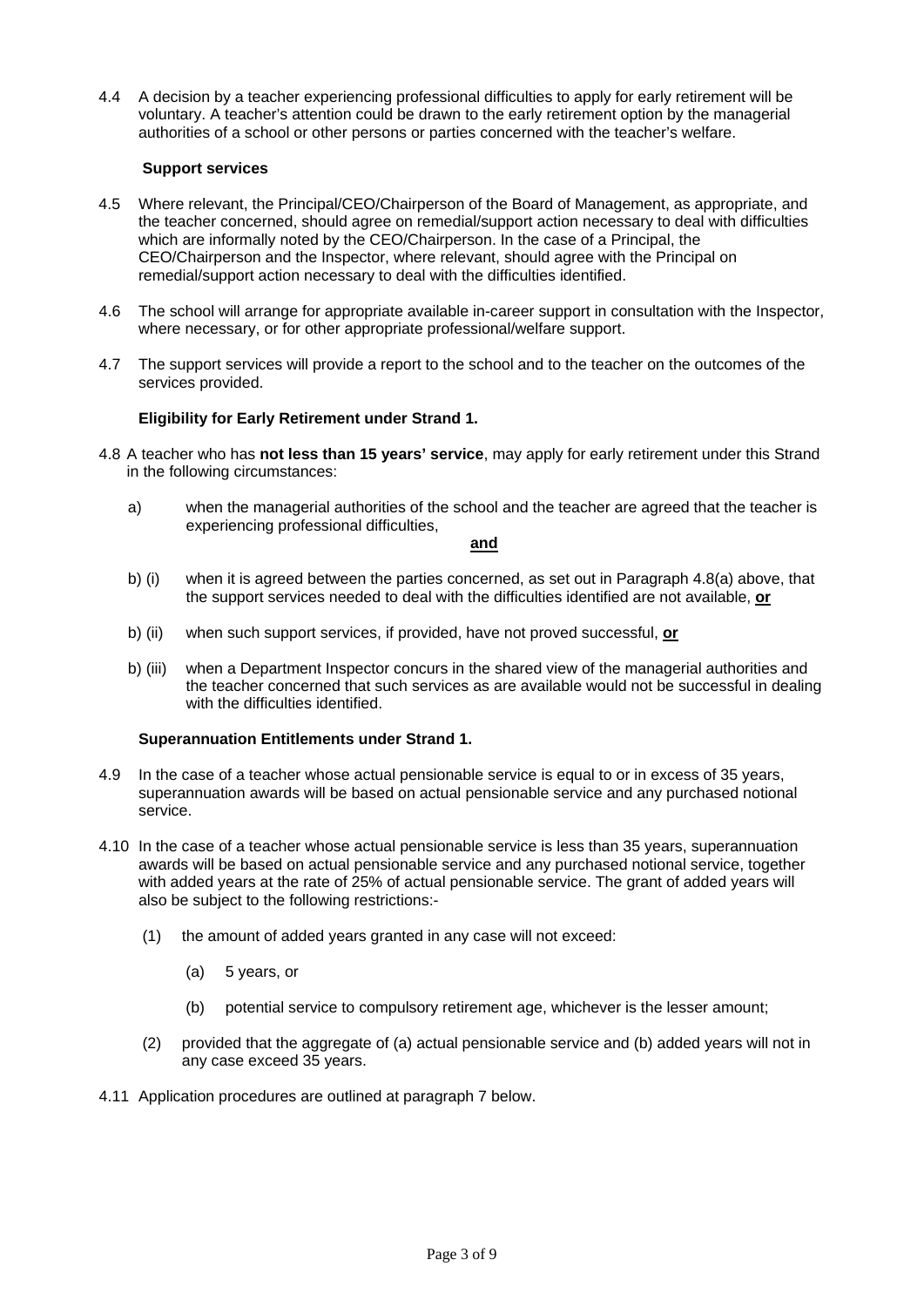4.4 A decision by a teacher experiencing professional difficulties to apply for early retirement will be voluntary. A teacher's attention could be drawn to the early retirement option by the managerial authorities of a school or other persons or parties concerned with the teacher's welfare.

**Support services**

4.5 Where relevant, the Principal/CEO/Chairperson of the Board of Management, as appropriate, and the teacher concerned, should agree on remedial/support action necessary to deal with difficulties which are informally noted by the CEO/Chairperson. In the case of a Principal, the CEO/Chairperson and the Inspector, where relevant, should agree with the Principal on remedial/support action necessary to deal with the difficulties identified.

4.6 The school will arrange for appropriate available in-career support in consultation with the Inspector, where necessary, or for other appropriate professional/welfare support.

4.7 The support services will provide a report to the school and to the teacher on the outcomes of the services provided.

**Eligibility for Early Retirement under Strand 1.**

4.8 A teacher who has **not less than 15 years' service**, may apply for early retirement under this Strand in the following circumstances:

a) when the managerial authorities of the school and the teacher are agreed that the teacher is experiencing professional difficulties,

**and**

b) (i) when it is agreed between the parties concerned, as set out in Paragraph 4.8(a) above, that the support services needed to deal with the difficulties identified are not available, **or**

b) (ii) when such support services, if provided, have not proved successful, **or**

b) (iii) when a Department Inspector concurs in the shared view of the managerial authorities and the teacher concerned that such services as are available would not be successful in dealing with the difficulties identified.

**Superannuation Entitlements under Strand 1.**

4.9 In the case of a teacher whose actual pensionable service is equal to or in excess of 35 years, superannuation awards will be based on actual pensionable service and any purchased notional service.

4.10 In the case of a teacher whose actual pensionable service is less than 35 years, superannuation awards will be based on actual pensionable service and any purchased notional service, together with added years at the rate of 25% of actual pensionable service. The grant of added years will also be subject to the following restrictions:-

(1) the amount of added years granted in any case will not exceed:

(a) 5 years, or

(b) potential service to compulsory retirement age, whichever is the lesser amount;

(2) provided that the aggregate of (a) actual pensionable service and (b) added years will not in any case exceed 35 years.

4.11 Application procedures are outlined at paragraph 7 below.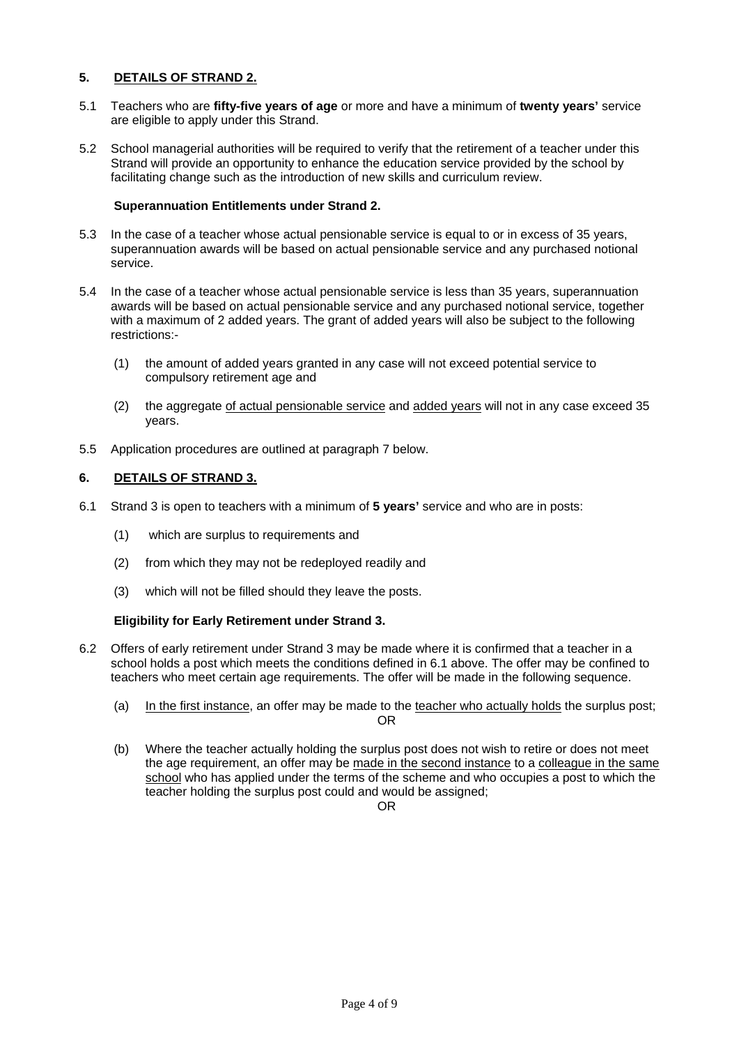## 5. DETAILS OF STRAND 2.

5.1 Teachers who are **fifty-five years of age** or more and have a minimum of **twenty years'** service are eligible to apply under this Strand.

5.2 School managerial authorities will be required to verify that the retirement of a teacher under this Strand will provide an opportunity to enhance the education service provided by the school by facilitating change such as the introduction of new skills and curriculum review.

**Superannuation Entitlements under Strand 2.**

5.3 In the case of a teacher whose actual pensionable service is equal to or in excess of 35 years, superannuation awards will be based on actual pensionable service and any purchased notional service.

5.4 In the case of a teacher whose actual pensionable service is less than 35 years, superannuation awards will be based on actual pensionable service and any purchased notional service, together with a maximum of 2 added years. The grant of added years will also be subject to the following restrictions:-

(1) the amount of added years granted in any case will not exceed potential service to compulsory retirement age and

(2) the aggregate of actual pensionable service and added years will not in any case exceed 35 years.

5.5 Application procedures are outlined at paragraph 7 below.

## 6. DETAILS OF STRAND 3.

6.1 Strand 3 is open to teachers with a minimum of **5 years'** service and who are in posts:

(1) which are surplus to requirements and

(2) from which they may not be redeployed readily and

(3) which will not be filled should they leave the posts.

**Eligibility for Early Retirement under Strand 3.**

6.2 Offers of early retirement under Strand 3 may be made where it is confirmed that a teacher in a school holds a post which meets the conditions defined in 6.1 above. The offer may be confined to teachers who meet certain age requirements. The offer will be made in the following sequence.

(a) In the first instance, an offer may be made to the teacher who actually holds the surplus post;

OR

(b) Where the teacher actually holding the surplus post does not wish to retire or does not meet the age requirement, an offer may be made in the second instance to a colleague in the same school who has applied under the terms of the scheme and who occupies a post to which the teacher holding the surplus post could and would be assigned;

OR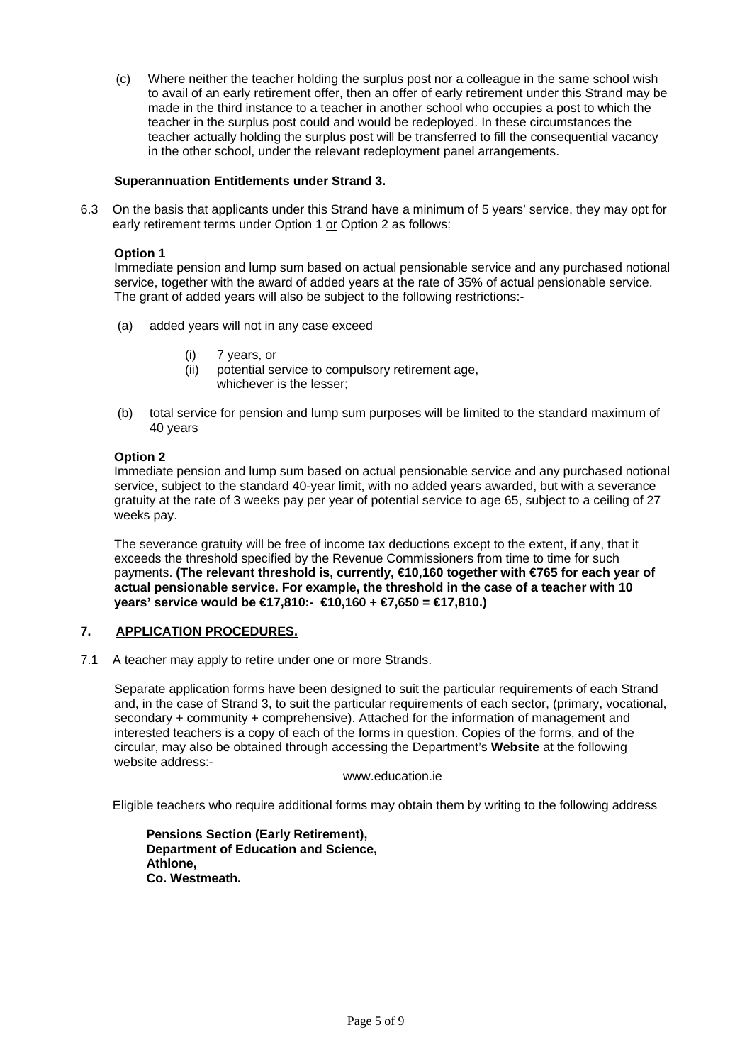(c) Where neither the teacher holding the surplus post nor a colleague in the same school wish to avail of an early retirement offer, then an offer of early retirement under this Strand may be made in the third instance to a teacher in another school who occupies a post to which the teacher in the surplus post could and would be redeployed. In these circumstances the teacher actually holding the surplus post will be transferred to fill the consequential vacancy in the other school, under the relevant redeployment panel arrangements.

**Superannuation Entitlements under Strand 3.**

6.3 On the basis that applicants under this Strand have a minimum of 5 years' service, they may opt for early retirement terms under Option 1 or Option 2 as follows:

**Option 1**

Immediate pension and lump sum based on actual pensionable service and any purchased notional service, together with the award of added years at the rate of 35% of actual pensionable service. The grant of added years will also be subject to the following restrictions:-

(a) added years will not in any case exceed

(i) 7 years, or

(ii) potential service to compulsory retirement age, whichever is the lesser;

(b) total service for pension and lump sum purposes will be limited to the standard maximum of 40 years

**Option 2**

Immediate pension and lump sum based on actual pensionable service and any purchased notional service, subject to the standard 40-year limit, with no added years awarded, but with a severance gratuity at the rate of 3 weeks pay per year of potential service to age 65, subject to a ceiling of 27 weeks pay.

The severance gratuity will be free of income tax deductions except to the extent, if any, that it exceeds the threshold specified by the Revenue Commissioners from time to time for such payments. **(The relevant threshold is, currently, €10,160 together with €765 for each year of actual pensionable service. For example, the threshold in the case of a teacher with 10 years' service would be €17,810:- €10,160 + €7,650 = €17,810.)**

## 7. APPLICATION PROCEDURES.

7.1 A teacher may apply to retire under one or more Strands.

Separate application forms have been designed to suit the particular requirements of each Strand and, in the case of Strand 3, to suit the particular requirements of each sector, (primary, vocational, secondary + community + comprehensive). Attached for the information of management and interested teachers is a copy of each of the forms in question. Copies of the forms, and of the circular, may also be obtained through accessing the Department's **Website** at the following website address:-

www.education.ie

Eligible teachers who require additional forms may obtain them by writing to the following address

**Pensions Section (Early Retirement),**
**Department of Education and Science,**
**Athlone,**
**Co. Westmeath.**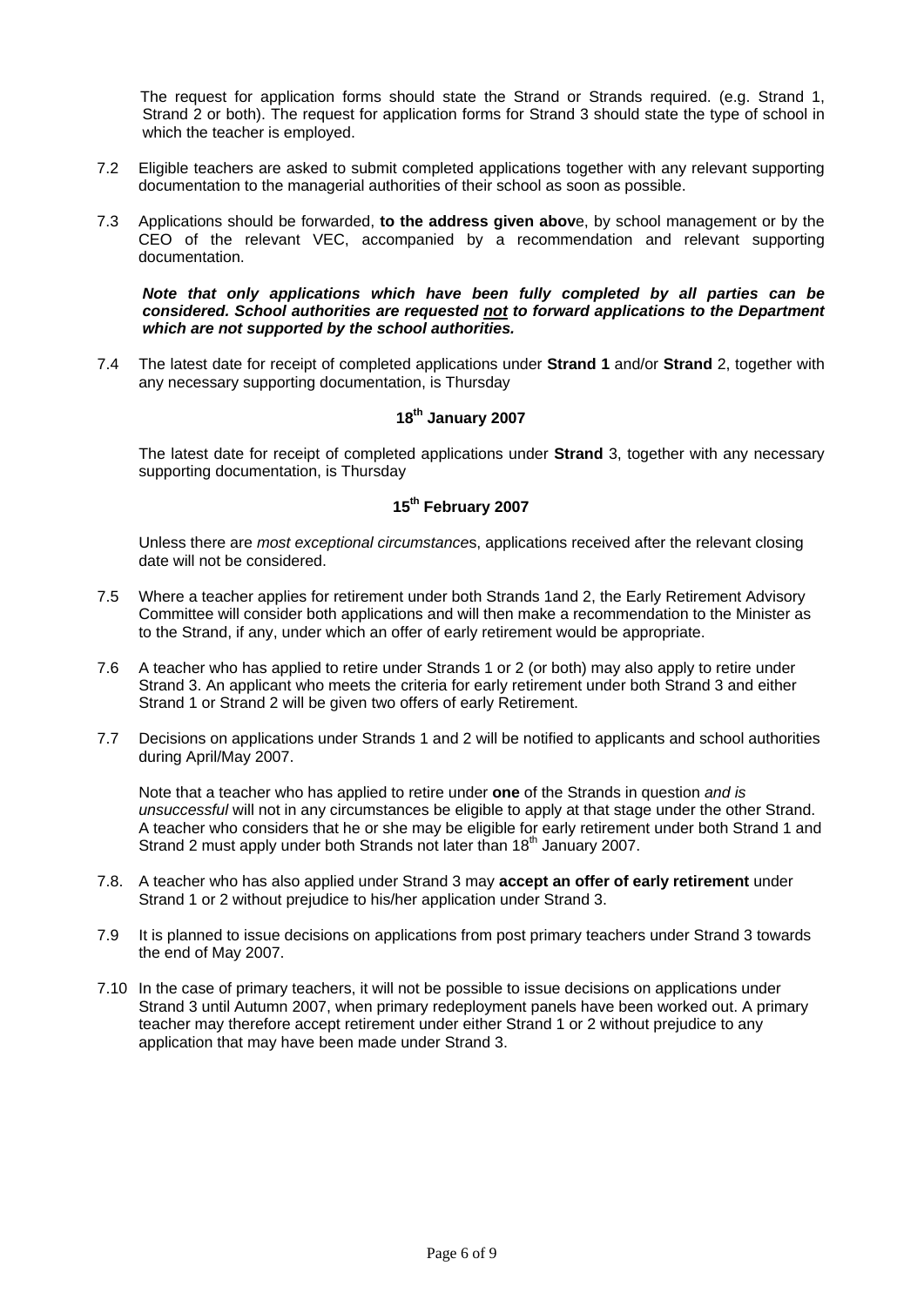The request for application forms should state the Strand or Strands required. (e.g. Strand 1, Strand 2 or both). The request for application forms for Strand 3 should state the type of school in which the teacher is employed.

7.2 Eligible teachers are asked to submit completed applications together with any relevant supporting documentation to the managerial authorities of their school as soon as possible.

7.3 Applications should be forwarded, **to the address given abov**e, by school management or by the CEO of the relevant VEC, accompanied by a recommendation and relevant supporting documentation.

***Note that only applications which have been fully completed by all parties can be considered. School authorities are requested <u>not</u> to forward applications to the Department which are not supported by the school authorities.***

7.4 The latest date for receipt of completed applications under **Strand 1** and/or **Strand** 2, together with any necessary supporting documentation, is Thursday

**18th January 2007**

The latest date for receipt of completed applications under **Strand** 3, together with any necessary supporting documentation, is Thursday

**15th February 2007**

Unless there are *most exceptional circumstance*s, applications received after the relevant closing date will not be considered.

7.5 Where a teacher applies for retirement under both Strands 1and 2, the Early Retirement Advisory Committee will consider both applications and will then make a recommendation to the Minister as to the Strand, if any, under which an offer of early retirement would be appropriate.

7.6 A teacher who has applied to retire under Strands 1 or 2 (or both) may also apply to retire under Strand 3. An applicant who meets the criteria for early retirement under both Strand 3 and either Strand 1 or Strand 2 will be given two offers of early Retirement.

7.7 Decisions on applications under Strands 1 and 2 will be notified to applicants and school authorities during April/May 2007.

Note that a teacher who has applied to retire under **one** of the Strands in question *and is unsuccessful* will not in any circumstances be eligible to apply at that stage under the other Strand. A teacher who considers that he or she may be eligible for early retirement under both Strand 1 and Strand 2 must apply under both Strands not later than 18th January 2007.

7.8. A teacher who has also applied under Strand 3 may **accept an offer of early retirement** under Strand 1 or 2 without prejudice to his/her application under Strand 3.

7.9 It is planned to issue decisions on applications from post primary teachers under Strand 3 towards the end of May 2007.

7.10 In the case of primary teachers, it will not be possible to issue decisions on applications under Strand 3 until Autumn 2007, when primary redeployment panels have been worked out. A primary teacher may therefore accept retirement under either Strand 1 or 2 without prejudice to any application that may have been made under Strand 3.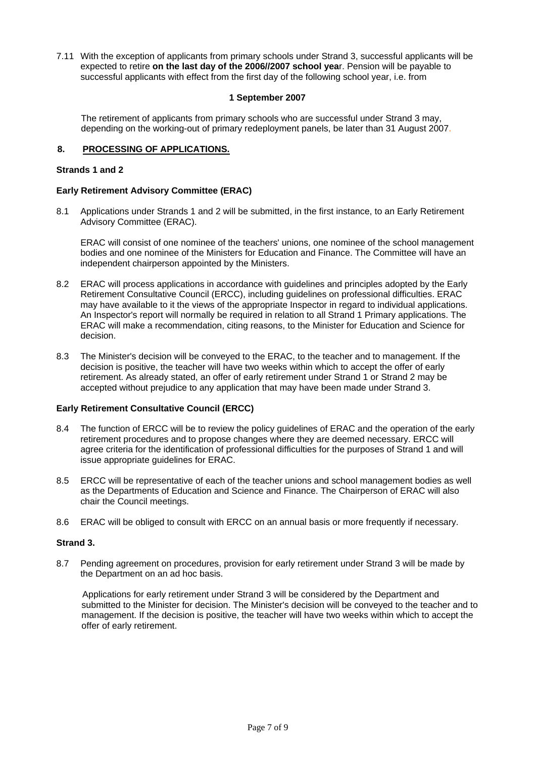7.11 With the exception of applicants from primary schools under Strand 3, successful applicants will be expected to retire **on the last day of the 2006//2007 school year**. Pension will be payable to successful applicants with effect from the first day of the following school year, i.e. from

**1 September 2007**

The retirement of applicants from primary schools who are successful under Strand 3 may, depending on the working-out of primary redeployment panels, be later than 31 August 2007.

## 8. PROCESSING OF APPLICATIONS.

### Strands 1 and 2

### Early Retirement Advisory Committee (ERAC)

8.1 Applications under Strands 1 and 2 will be submitted, in the first instance, to an Early Retirement Advisory Committee (ERAC).

ERAC will consist of one nominee of the teachers' unions, one nominee of the school management bodies and one nominee of the Ministers for Education and Finance. The Committee will have an independent chairperson appointed by the Ministers.

8.2 ERAC will process applications in accordance with guidelines and principles adopted by the Early Retirement Consultative Council (ERCC), including guidelines on professional difficulties. ERAC may have available to it the views of the appropriate Inspector in regard to individual applications. An Inspector's report will normally be required in relation to all Strand 1 Primary applications. The ERAC will make a recommendation, citing reasons, to the Minister for Education and Science for decision.

8.3 The Minister's decision will be conveyed to the ERAC, to the teacher and to management. If the decision is positive, the teacher will have two weeks within which to accept the offer of early retirement. As already stated, an offer of early retirement under Strand 1 or Strand 2 may be accepted without prejudice to any application that may have been made under Strand 3.

### Early Retirement Consultative Council (ERCC)

8.4 The function of ERCC will be to review the policy guidelines of ERAC and the operation of the early retirement procedures and to propose changes where they are deemed necessary. ERCC will agree criteria for the identification of professional difficulties for the purposes of Strand 1 and will issue appropriate guidelines for ERAC.

8.5 ERCC will be representative of each of the teacher unions and school management bodies as well as the Departments of Education and Science and Finance. The Chairperson of ERAC will also chair the Council meetings.

8.6 ERAC will be obliged to consult with ERCC on an annual basis or more frequently if necessary.

### Strand 3.

8.7 Pending agreement on procedures, provision for early retirement under Strand 3 will be made by the Department on an ad hoc basis.

Applications for early retirement under Strand 3 will be considered by the Department and submitted to the Minister for decision. The Minister's decision will be conveyed to the teacher and to management. If the decision is positive, the teacher will have two weeks within which to accept the offer of early retirement.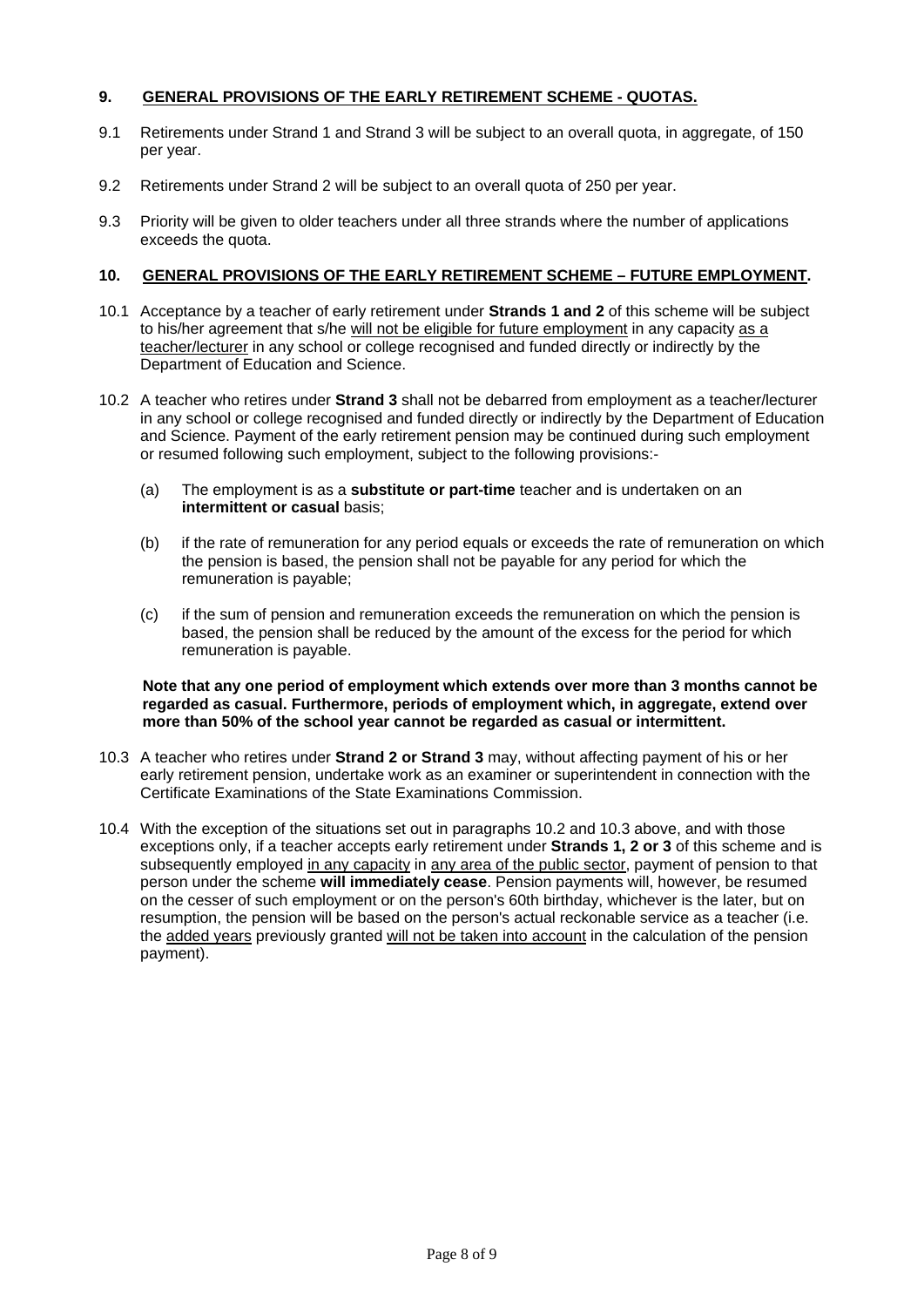## 9. GENERAL PROVISIONS OF THE EARLY RETIREMENT SCHEME - QUOTAS.

9.1 Retirements under Strand 1 and Strand 3 will be subject to an overall quota, in aggregate, of 150 per year.

9.2 Retirements under Strand 2 will be subject to an overall quota of 250 per year.

9.3 Priority will be given to older teachers under all three strands where the number of applications exceeds the quota.

## 10. GENERAL PROVISIONS OF THE EARLY RETIREMENT SCHEME – FUTURE EMPLOYMENT.

10.1 Acceptance by a teacher of early retirement under **Strands 1 and 2** of this scheme will be subject to his/her agreement that s/he will not be eligible for future employment in any capacity as a teacher/lecturer in any school or college recognised and funded directly or indirectly by the Department of Education and Science.

10.2 A teacher who retires under **Strand 3** shall not be debarred from employment as a teacher/lecturer in any school or college recognised and funded directly or indirectly by the Department of Education and Science. Payment of the early retirement pension may be continued during such employment or resumed following such employment, subject to the following provisions:-

(a) The employment is as a **substitute or part-time** teacher and is undertaken on an **intermittent or casual** basis;

(b) if the rate of remuneration for any period equals or exceeds the rate of remuneration on which the pension is based, the pension shall not be payable for any period for which the remuneration is payable;

(c) if the sum of pension and remuneration exceeds the remuneration on which the pension is based, the pension shall be reduced by the amount of the excess for the period for which remuneration is payable.

**Note that any one period of employment which extends over more than 3 months cannot be regarded as casual. Furthermore, periods of employment which, in aggregate, extend over more than 50% of the school year cannot be regarded as casual or intermittent.**

10.3 A teacher who retires under **Strand 2 or Strand 3** may, without affecting payment of his or her early retirement pension, undertake work as an examiner or superintendent in connection with the Certificate Examinations of the State Examinations Commission.

10.4 With the exception of the situations set out in paragraphs 10.2 and 10.3 above, and with those exceptions only, if a teacher accepts early retirement under **Strands 1, 2 or 3** of this scheme and is subsequently employed in any capacity in any area of the public sector, payment of pension to that person under the scheme **will immediately cease**. Pension payments will, however, be resumed on the cesser of such employment or on the person's 60th birthday, whichever is the later, but on resumption, the pension will be based on the person's actual reckonable service as a teacher (i.e. the added years previously granted will not be taken into account in the calculation of the pension payment).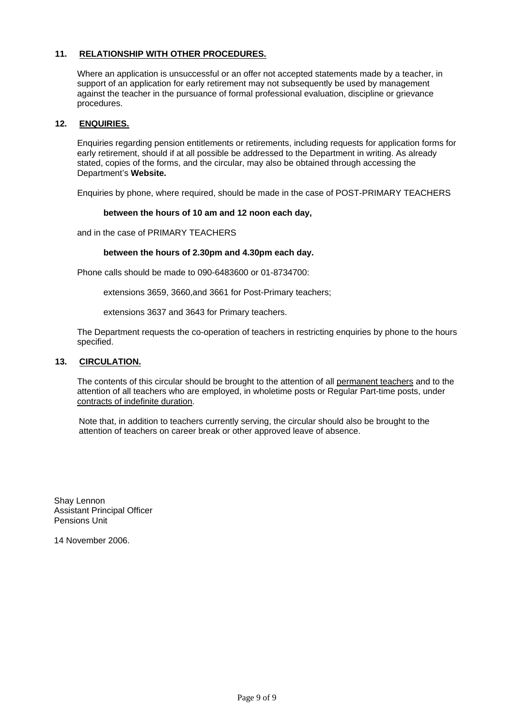## 11. RELATIONSHIP WITH OTHER PROCEDURES.

Where an application is unsuccessful or an offer not accepted statements made by a teacher, in support of an application for early retirement may not subsequently be used by management against the teacher in the pursuance of formal professional evaluation, discipline or grievance procedures.

## 12. ENQUIRIES.

Enquiries regarding pension entitlements or retirements, including requests for application forms for early retirement, should if at all possible be addressed to the Department in writing. As already stated, copies of the forms, and the circular, may also be obtained through accessing the Department's **Website.**

Enquiries by phone, where required, should be made in the case of POST-PRIMARY TEACHERS

**between the hours of 10 am and 12 noon each day,**

and in the case of PRIMARY TEACHERS

**between the hours of 2.30pm and 4.30pm each day.**

Phone calls should be made to 090-6483600 or 01-8734700:

extensions 3659, 3660,and 3661 for Post-Primary teachers;

extensions 3637 and 3643 for Primary teachers.

The Department requests the co-operation of teachers in restricting enquiries by phone to the hours specified.

## 13. CIRCULATION.

The contents of this circular should be brought to the attention of all permanent teachers and to the attention of all teachers who are employed, in wholetime posts or Regular Part-time posts, under contracts of indefinite duration.

Note that, in addition to teachers currently serving, the circular should also be brought to the attention of teachers on career break or other approved leave of absence.

Shay Lennon
Assistant Principal Officer
Pensions Unit

14 November 2006.